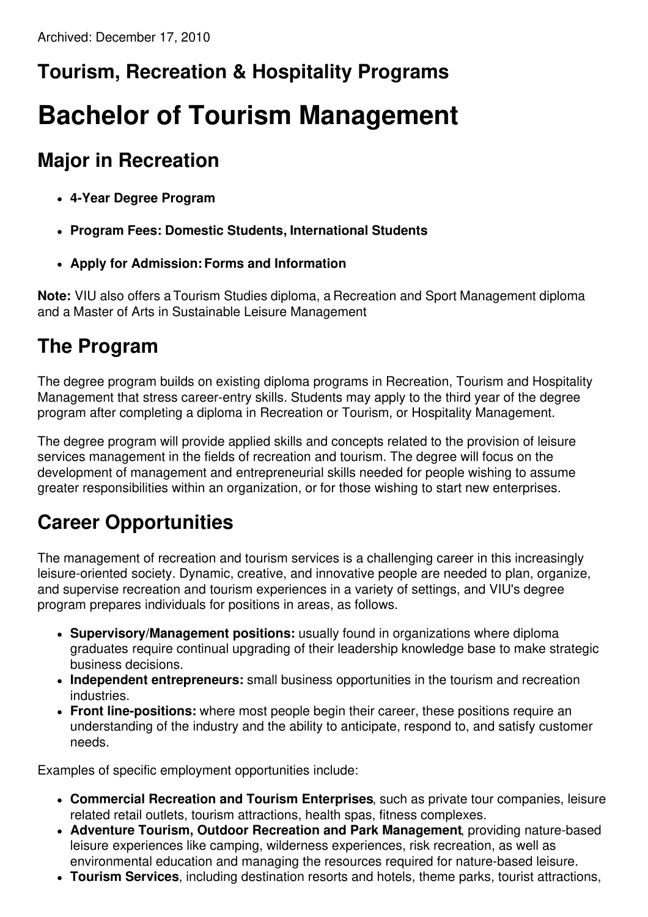Archived: December 17, 2010

## Tourism, Recreation & Hospitality Programs

# Bachelor of Tourism Management

## Major in Recreation

- **4-Year Degree Program**
- **Program Fees: Domestic Students, International Students**
- **Apply for Admission: Forms and Information**

**Note:** VIU also offers a Tourism Studies diploma, a Recreation and Sport Management diploma and a Master of Arts in Sustainable Leisure Management

## The Program

The degree program builds on existing diploma programs in Recreation, Tourism and Hospitality Management that stress career-entry skills. Students may apply to the third year of the degree program after completing a diploma in Recreation or Tourism, or Hospitality Management.

The degree program will provide applied skills and concepts related to the provision of leisure services management in the fields of recreation and tourism. The degree will focus on the development of management and entrepreneurial skills needed for people wishing to assume greater responsibilities within an organization, or for those wishing to start new enterprises.

## Career Opportunities

The management of recreation and tourism services is a challenging career in this increasingly leisure-oriented society. Dynamic, creative, and innovative people are needed to plan, organize, and supervise recreation and tourism experiences in a variety of settings, and VIU's degree program prepares individuals for positions in areas, as follows.

- **Supervisory/Management positions:** usually found in organizations where diploma graduates require continual upgrading of their leadership knowledge base to make strategic business decisions.
- **Independent entrepreneurs:** small business opportunities in the tourism and recreation industries.
- **Front line-positions:** where most people begin their career, these positions require an understanding of the industry and the ability to anticipate, respond to, and satisfy customer needs.

Examples of specific employment opportunities include:

- **Commercial Recreation and Tourism Enterprises**, such as private tour companies, leisure related retail outlets, tourism attractions, health spas, fitness complexes.
- **Adventure Tourism, Outdoor Recreation and Park Management**, providing nature-based leisure experiences like camping, wilderness experiences, risk recreation, as well as environmental education and managing the resources required for nature-based leisure.
- **Tourism Services**, including destination resorts and hotels, theme parks, tourist attractions,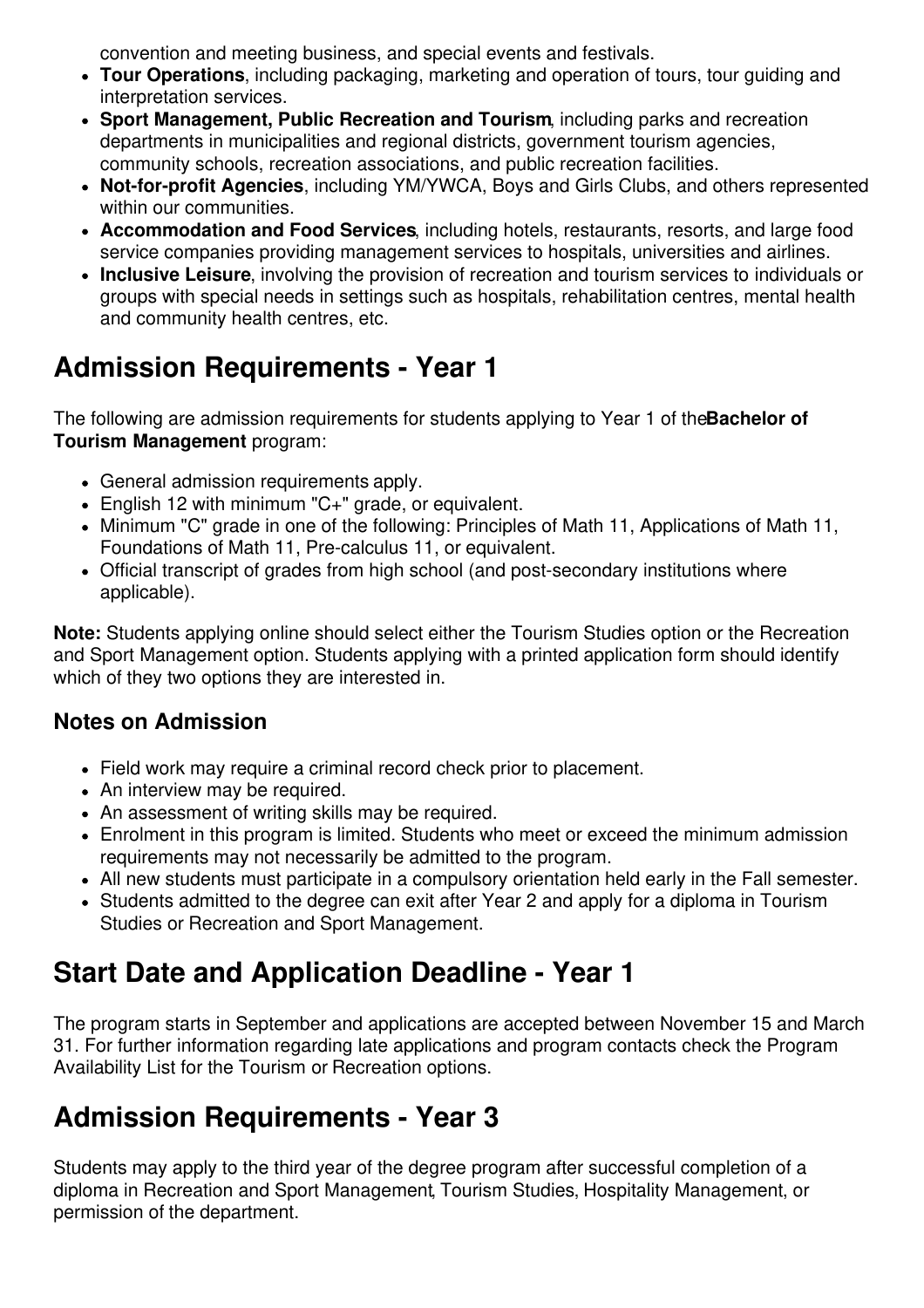convention and meeting business, and special events and festivals.

- **Tour Operations**, including packaging, marketing and operation of tours, tour guiding and interpretation services.
- **Sport Management, Public Recreation and Tourism**, including parks and recreation departments in municipalities and regional districts, government tourism agencies, community schools, recreation associations, and public recreation facilities.
- **Not-for-profit Agencies**, including YM/YWCA, Boys and Girls Clubs, and others represented within our communities.
- **Accommodation and Food Services**, including hotels, restaurants, resorts, and large food service companies providing management services to hospitals, universities and airlines.
- **Inclusive Leisure**, involving the provision of recreation and tourism services to individuals or groups with special needs in settings such as hospitals, rehabilitation centres, mental health and community health centres, etc.

# Admission Requirements - Year 1

The following are admission requirements for students applying to Year 1 of the **Bachelor of Tourism Management** program:

- General admission requirements apply.
- English 12 with minimum "C+" grade, or equivalent.
- Minimum "C" grade in one of the following: Principles of Math 11, Applications of Math 11, Foundations of Math 11, Pre-calculus 11, or equivalent.
- Official transcript of grades from high school (and post-secondary institutions where applicable).

**Note:** Students applying online should select either the Tourism Studies option or the Recreation and Sport Management option. Students applying with a printed application form should identify which of they two options they are interested in.

## Notes on Admission

- Field work may require a criminal record check prior to placement.
- An interview may be required.
- An assessment of writing skills may be required.
- Enrolment in this program is limited. Students who meet or exceed the minimum admission requirements may not necessarily be admitted to the program.
- All new students must participate in a compulsory orientation held early in the Fall semester.
- Students admitted to the degree can exit after Year 2 and apply for a diploma in Tourism Studies or Recreation and Sport Management.

# Start Date and Application Deadline - Year 1

The program starts in September and applications are accepted between November 15 and March 31. For further information regarding late applications and program contacts check the Program Availability List for the Tourism or Recreation options.

# Admission Requirements - Year 3

Students may apply to the third year of the degree program after successful completion of a diploma in Recreation and Sport Management, Tourism Studies, Hospitality Management, or permission of the department.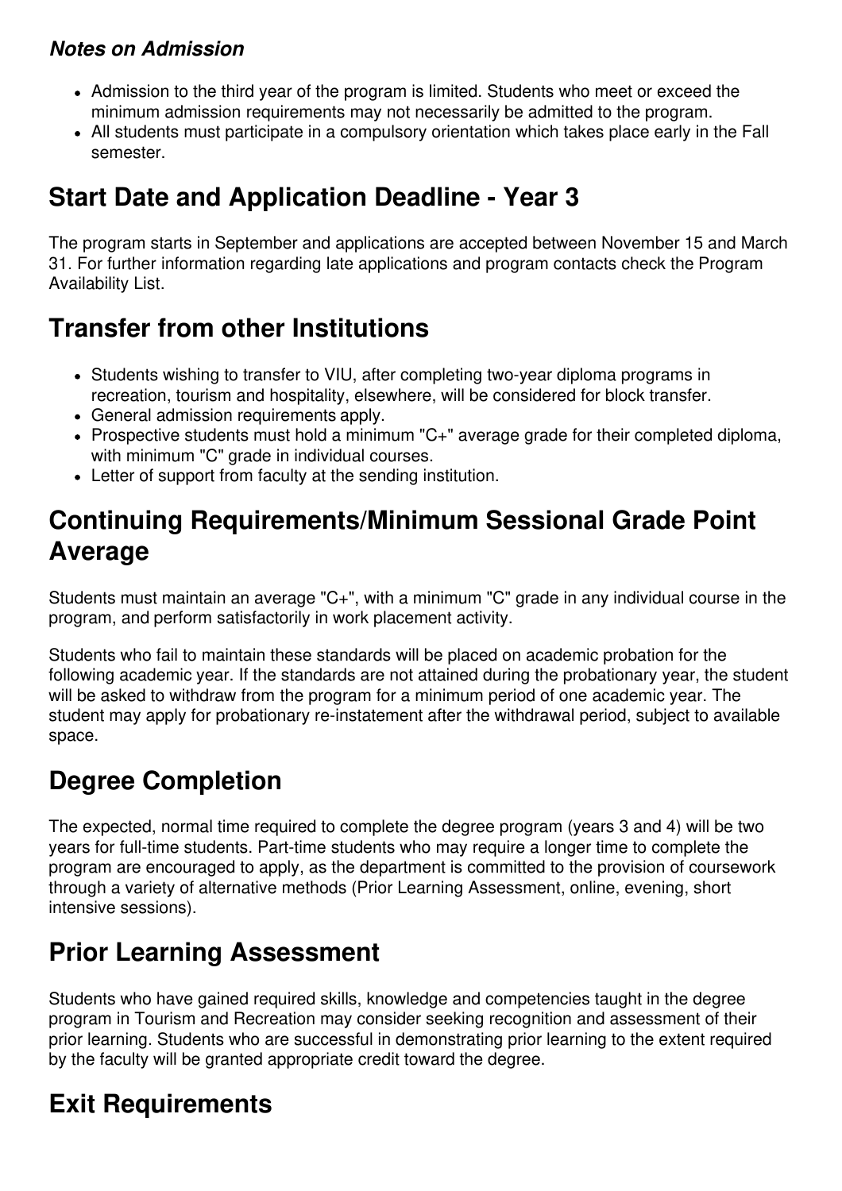### *Notes on Admission*

- Admission to the third year of the program is limited. Students who meet or exceed the minimum admission requirements may not necessarily be admitted to the program.
- All students must participate in a compulsory orientation which takes place early in the Fall semester.

## Start Date and Application Deadline - Year 3

The program starts in September and applications are accepted between November 15 and March 31. For further information regarding late applications and program contacts check the Program Availability List.

## Transfer from other Institutions

- Students wishing to transfer to VIU, after completing two-year diploma programs in recreation, tourism and hospitality, elsewhere, will be considered for block transfer.
- General admission requirements apply.
- Prospective students must hold a minimum "C+" average grade for their completed diploma, with minimum "C" grade in individual courses.
- Letter of support from faculty at the sending institution.

## Continuing Requirements/Minimum Sessional Grade Point Average

Students must maintain an average "C+", with a minimum "C" grade in any individual course in the program, and perform satisfactorily in work placement activity.

Students who fail to maintain these standards will be placed on academic probation for the following academic year. If the standards are not attained during the probationary year, the student will be asked to withdraw from the program for a minimum period of one academic year. The student may apply for probationary re-instatement after the withdrawal period, subject to available space.

## Degree Completion

The expected, normal time required to complete the degree program (years 3 and 4) will be two years for full-time students. Part-time students who may require a longer time to complete the program are encouraged to apply, as the department is committed to the provision of coursework through a variety of alternative methods (Prior Learning Assessment, online, evening, short intensive sessions).

## Prior Learning Assessment

Students who have gained required skills, knowledge and competencies taught in the degree program in Tourism and Recreation may consider seeking recognition and assessment of their prior learning. Students who are successful in demonstrating prior learning to the extent required by the faculty will be granted appropriate credit toward the degree.

## Exit Requirements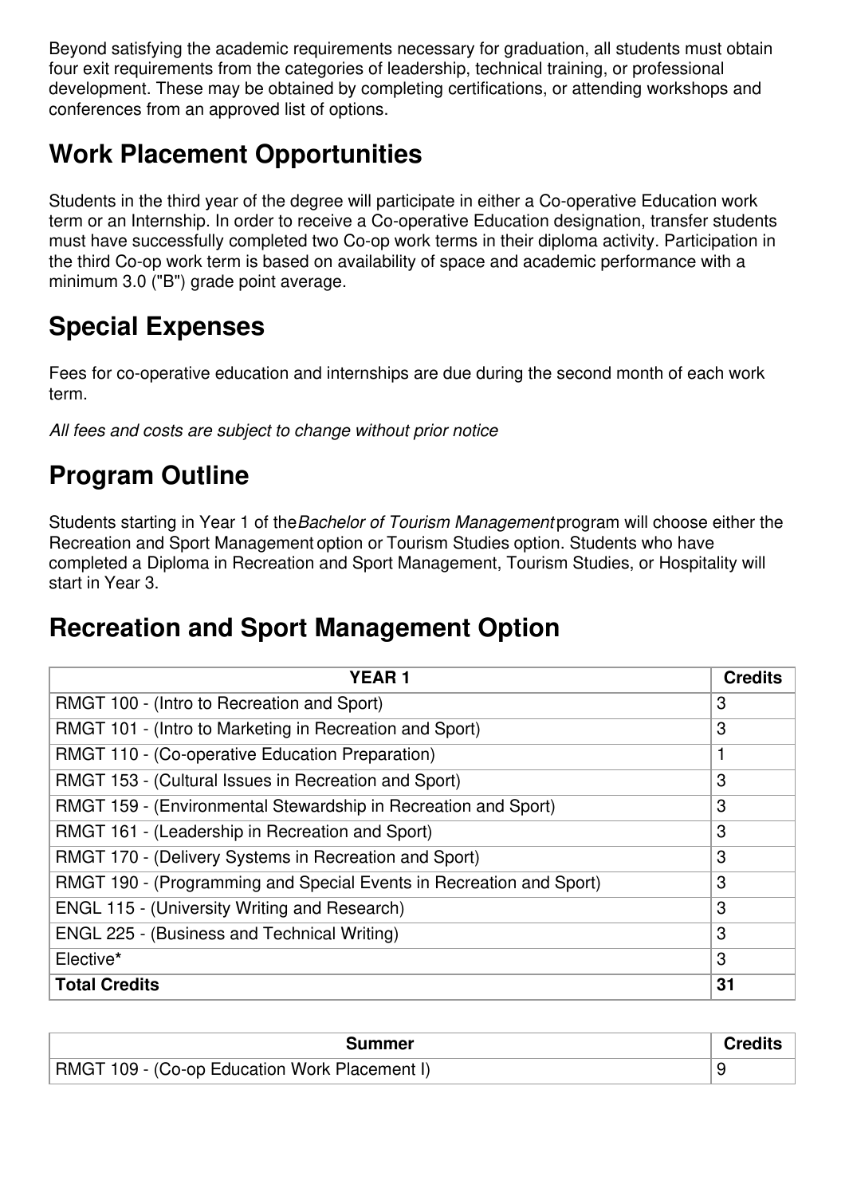Beyond satisfying the academic requirements necessary for graduation, all students must obtain four exit requirements from the categories of leadership, technical training, or professional development. These may be obtained by completing certifications, or attending workshops and conferences from an approved list of options.

## Work Placement Opportunities

Students in the third year of the degree will participate in either a Co-operative Education work term or an Internship. In order to receive a Co-operative Education designation, transfer students must have successfully completed two Co-op work terms in their diploma activity. Participation in the third Co-op work term is based on availability of space and academic performance with a minimum 3.0 ("B") grade point average.

## Special Expenses

Fees for co-operative education and internships are due during the second month of each work term.

*All fees and costs are subject to change without prior notice*

## Program Outline

Students starting in Year 1 of the *Bachelor of Tourism Management* program will choose either the Recreation and Sport Management option or Tourism Studies option. Students who have completed a Diploma in Recreation and Sport Management, Tourism Studies, or Hospitality will start in Year 3.

## Recreation and Sport Management Option

| YEAR 1 | Credits |
|---|---|
| RMGT 100 - (Intro to Recreation and Sport) | 3 |
| RMGT 101 - (Intro to Marketing in Recreation and Sport) | 3 |
| RMGT 110 - (Co-operative Education Preparation) | 1 |
| RMGT 153 - (Cultural Issues in Recreation and Sport) | 3 |
| RMGT 159 - (Environmental Stewardship in Recreation and Sport) | 3 |
| RMGT 161 - (Leadership in Recreation and Sport) | 3 |
| RMGT 170 - (Delivery Systems in Recreation and Sport) | 3 |
| RMGT 190 - (Programming and Special Events in Recreation and Sport) | 3 |
| ENGL 115 - (University Writing and Research) | 3 |
| ENGL 225 - (Business and Technical Writing) | 3 |
| Elective* | 3 |
| **Total Credits** | **31** |

| Summer | Credits |
|---|---|
| RMGT 109 - (Co-op Education Work Placement I) | 9 |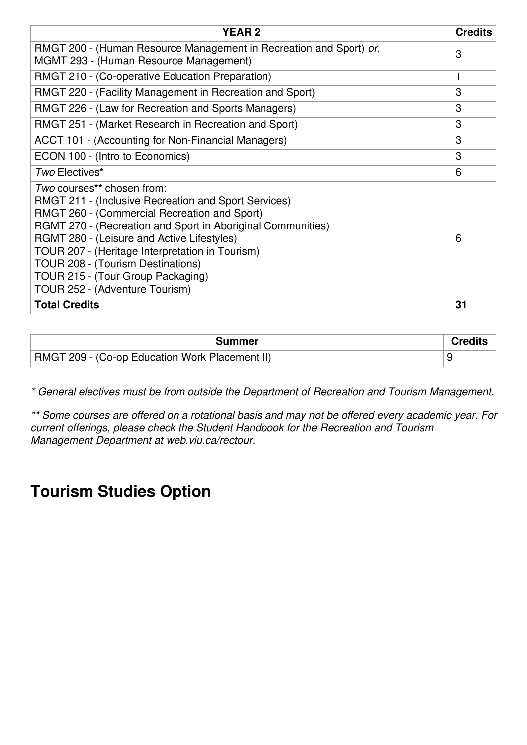| YEAR 2 | Credits |
|---|---|
| RMGT 200 - (Human Resource Management in Recreation and Sport) *or*, MGMT 293 - (Human Resource Management) | 3 |
| RMGT 210 - (Co-operative Education Preparation) | 1 |
| RMGT 220 - (Facility Management in Recreation and Sport) | 3 |
| RMGT 226 - (Law for Recreation and Sports Managers) | 3 |
| RMGT 251 - (Market Research in Recreation and Sport) | 3 |
| ACCT 101 - (Accounting for Non-Financial Managers) | 3 |
| ECON 100 - (Intro to Economics) | 3 |
| *Two* Electives* | 6 |
| *Two* courses** chosen from: RMGT 211 - (Inclusive Recreation and Sport Services) RMGT 260 - (Commercial Recreation and Sport) RGMT 270 - (Recreation and Sport in Aboriginal Communities) RGMT 280 - (Leisure and Active Lifestyles) TOUR 207 - (Heritage Interpretation in Tourism) TOUR 208 - (Tourism Destinations) TOUR 215 - (Tour Group Packaging) TOUR 252 - (Adventure Tourism) | 6 |
| **Total Credits** | **31** |

| Summer | Credits |
|---|---|
| RMGT 209 - (Co-op Education Work Placement II) | 9 |

*\* General electives must be from outside the Department of Recreation and Tourism Management.*

*\*\* Some courses are offered on a rotational basis and may not be offered every academic year. For current offerings, please check the Student Handbook for the Recreation and Tourism Management Department at web.viu.ca/rectour.*

# Tourism Studies Option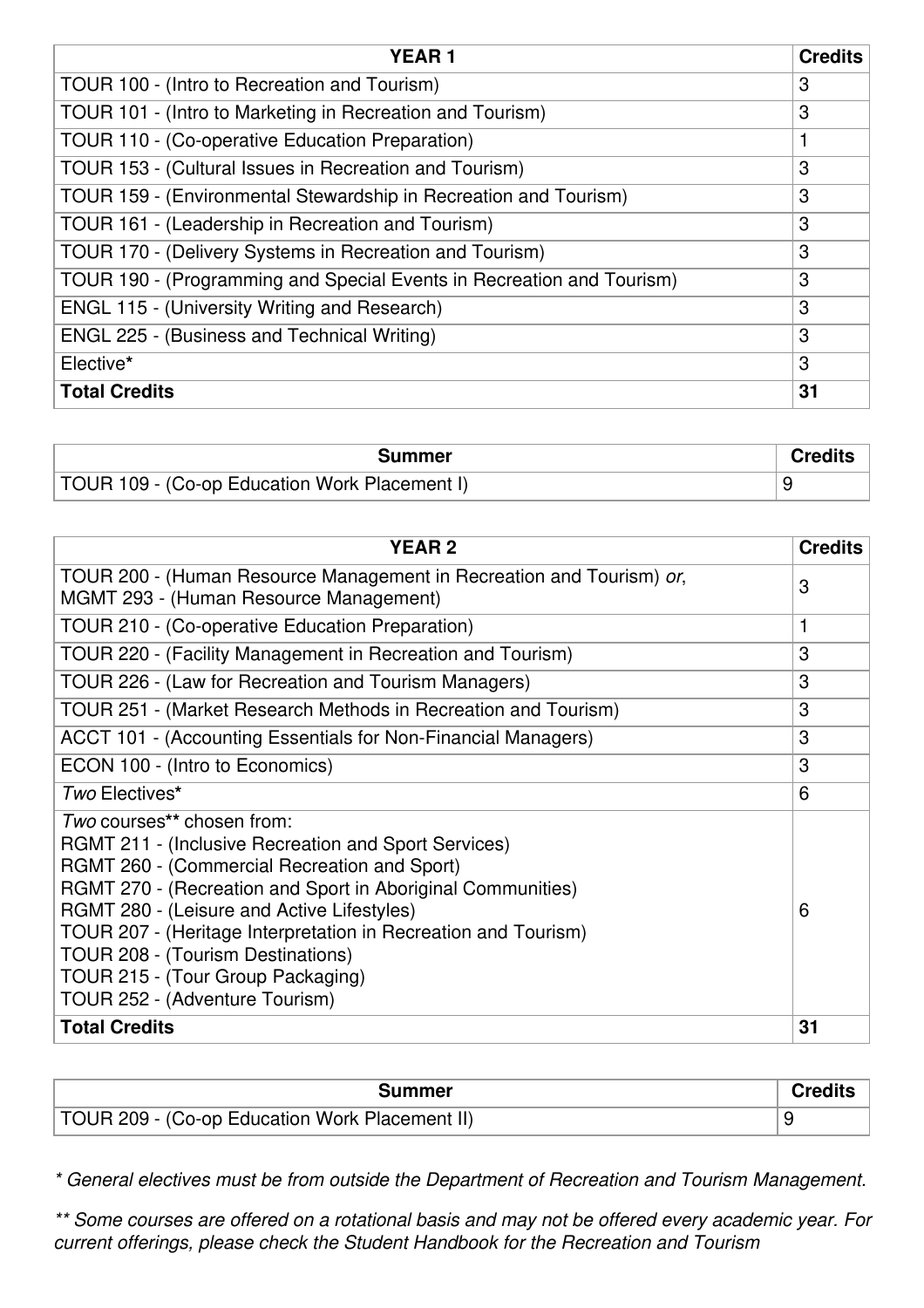| YEAR 1 | Credits |
|---|---|
| TOUR 100 - (Intro to Recreation and Tourism) | 3 |
| TOUR 101 - (Intro to Marketing in Recreation and Tourism) | 3 |
| TOUR 110 - (Co-operative Education Preparation) | 1 |
| TOUR 153 - (Cultural Issues in Recreation and Tourism) | 3 |
| TOUR 159 - (Environmental Stewardship in Recreation and Tourism) | 3 |
| TOUR 161 - (Leadership in Recreation and Tourism) | 3 |
| TOUR 170 - (Delivery Systems in Recreation and Tourism) | 3 |
| TOUR 190 - (Programming and Special Events in Recreation and Tourism) | 3 |
| ENGL 115 - (University Writing and Research) | 3 |
| ENGL 225 - (Business and Technical Writing) | 3 |
| Elective* | 3 |
| **Total Credits** | **31** |

| Summer | Credits |
|---|---|
| TOUR 109 - (Co-op Education Work Placement I) | 9 |

| YEAR 2 | Credits |
|---|---|
| TOUR 200 - (Human Resource Management in Recreation and Tourism) *or*, MGMT 293 - (Human Resource Management) | 3 |
| TOUR 210 - (Co-operative Education Preparation) | 1 |
| TOUR 220 - (Facility Management in Recreation and Tourism) | 3 |
| TOUR 226 - (Law for Recreation and Tourism Managers) | 3 |
| TOUR 251 - (Market Research Methods in Recreation and Tourism) | 3 |
| ACCT 101 - (Accounting Essentials for Non-Financial Managers) | 3 |
| ECON 100 - (Intro to Economics) | 3 |
| *Two* Electives* | 6 |
| *Two* courses** chosen from: RGMT 211 - (Inclusive Recreation and Sport Services) RGMT 260 - (Commercial Recreation and Sport) RGMT 270 - (Recreation and Sport in Aboriginal Communities) RGMT 280 - (Leisure and Active Lifestyles) TOUR 207 - (Heritage Interpretation in Recreation and Tourism) TOUR 208 - (Tourism Destinations) TOUR 215 - (Tour Group Packaging) TOUR 252 - (Adventure Tourism) | 6 |
| **Total Credits** | **31** |

| Summer | Credits |
|---|---|
| TOUR 209 - (Co-op Education Work Placement II) | 9 |

*\* General electives must be from outside the Department of Recreation and Tourism Management.*

*\*\* Some courses are offered on a rotational basis and may not be offered every academic year. For current offerings, please check the Student Handbook for the Recreation and Tourism*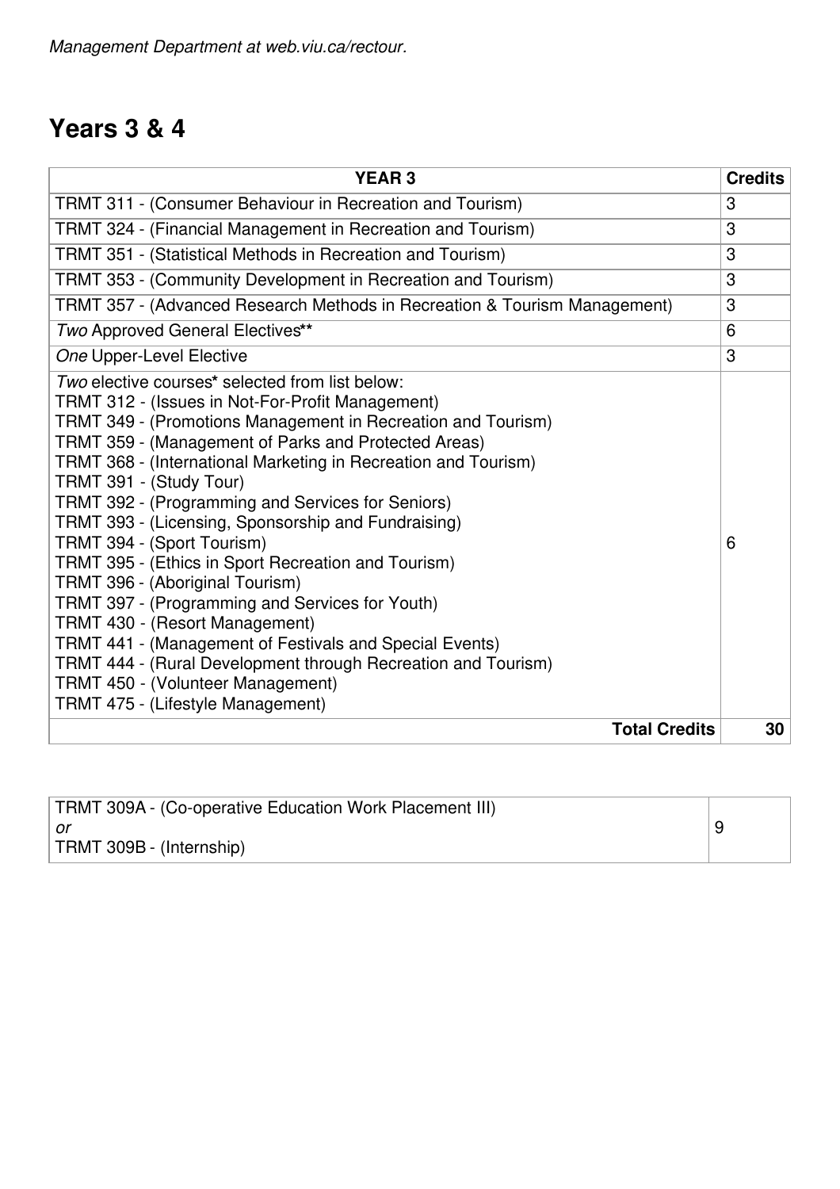*Management Department at web.viu.ca/rectour.*

## Years 3 & 4

| YEAR 3 | Credits |
|---|---|
| TRMT 311 - (Consumer Behaviour in Recreation and Tourism) | 3 |
| TRMT 324 - (Financial Management in Recreation and Tourism) | 3 |
| TRMT 351 - (Statistical Methods in Recreation and Tourism) | 3 |
| TRMT 353 - (Community Development in Recreation and Tourism) | 3 |
| TRMT 357 - (Advanced Research Methods in Recreation & Tourism Management) | 3 |
| *Two* Approved General Electives** | 6 |
| *One* Upper-Level Elective | 3 |
| *Two* elective courses* selected from list below:<br>TRMT 312 - (Issues in Not-For-Profit Management)<br>TRMT 349 - (Promotions Management in Recreation and Tourism)<br>TRMT 359 - (Management of Parks and Protected Areas)<br>TRMT 368 - (International Marketing in Recreation and Tourism)<br>TRMT 391 - (Study Tour)<br>TRMT 392 - (Programming and Services for Seniors)<br>TRMT 393 - (Licensing, Sponsorship and Fundraising)<br>TRMT 394 - (Sport Tourism)<br>TRMT 395 - (Ethics in Sport Recreation and Tourism)<br>TRMT 396 - (Aboriginal Tourism)<br>TRMT 397 - (Programming and Services for Youth)<br>TRMT 430 - (Resort Management)<br>TRMT 441 - (Management of Festivals and Special Events)<br>TRMT 444 - (Rural Development through Recreation and Tourism)<br>TRMT 450 - (Volunteer Management)<br>TRMT 475 - (Lifestyle Management) | 6 |
| **Total Credits** | **30** |

| | |
|---|---|
| TRMT 309A - (Co-operative Education Work Placement III)<br>*or*<br>TRMT 309B - (Internship) | 9 |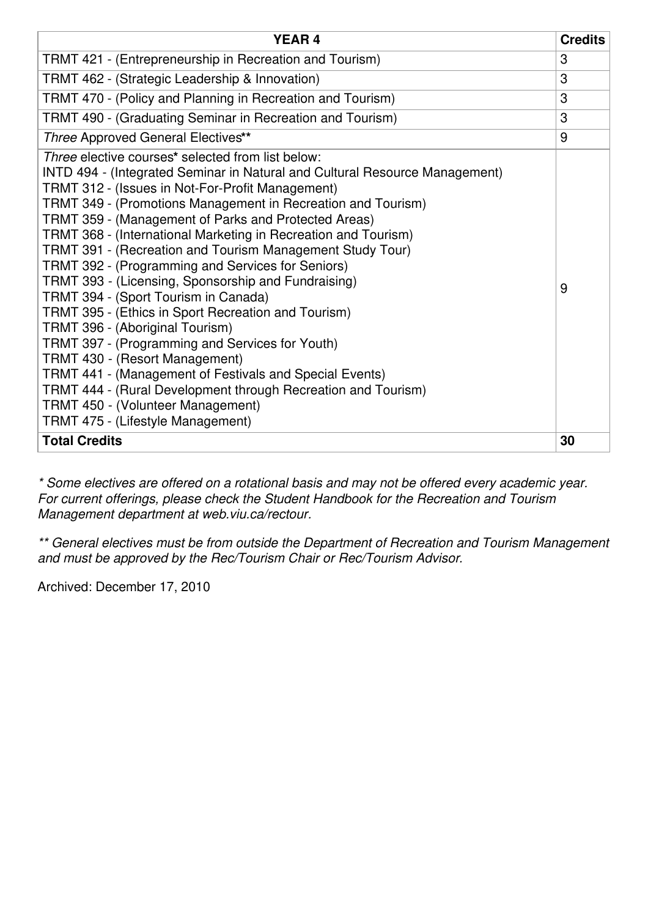| YEAR 4 | Credits |
|---|---|
| TRMT 421 - (Entrepreneurship in Recreation and Tourism) | 3 |
| TRMT 462 - (Strategic Leadership & Innovation) | 3 |
| TRMT 470 - (Policy and Planning in Recreation and Tourism) | 3 |
| TRMT 490 - (Graduating Seminar in Recreation and Tourism) | 3 |
| *Three* Approved General Electives** | 9 |
| *Three* elective courses* selected from list below:<br>INTD 494 - (Integrated Seminar in Natural and Cultural Resource Management)<br>TRMT 312 - (Issues in Not-For-Profit Management)<br>TRMT 349 - (Promotions Management in Recreation and Tourism)<br>TRMT 359 - (Management of Parks and Protected Areas)<br>TRMT 368 - (International Marketing in Recreation and Tourism)<br>TRMT 391 - (Recreation and Tourism Management Study Tour)<br>TRMT 392 - (Programming and Services for Seniors)<br>TRMT 393 - (Licensing, Sponsorship and Fundraising)<br>TRMT 394 - (Sport Tourism in Canada)<br>TRMT 395 - (Ethics in Sport Recreation and Tourism)<br>TRMT 396 - (Aboriginal Tourism)<br>TRMT 397 - (Programming and Services for Youth)<br>TRMT 430 - (Resort Management)<br>TRMT 441 - (Management of Festivals and Special Events)<br>TRMT 444 - (Rural Development through Recreation and Tourism)<br>TRMT 450 - (Volunteer Management)<br>TRMT 475 - (Lifestyle Management) | 9 |
| **Total Credits** | **30** |

*\* Some electives are offered on a rotational basis and may not be offered every academic year. For current offerings, please check the Student Handbook for the Recreation and Tourism Management department at web.viu.ca/rectour.*

*\*\* General electives must be from outside the Department of Recreation and Tourism Management and must be approved by the Rec/Tourism Chair or Rec/Tourism Advisor.*

Archived: December 17, 2010